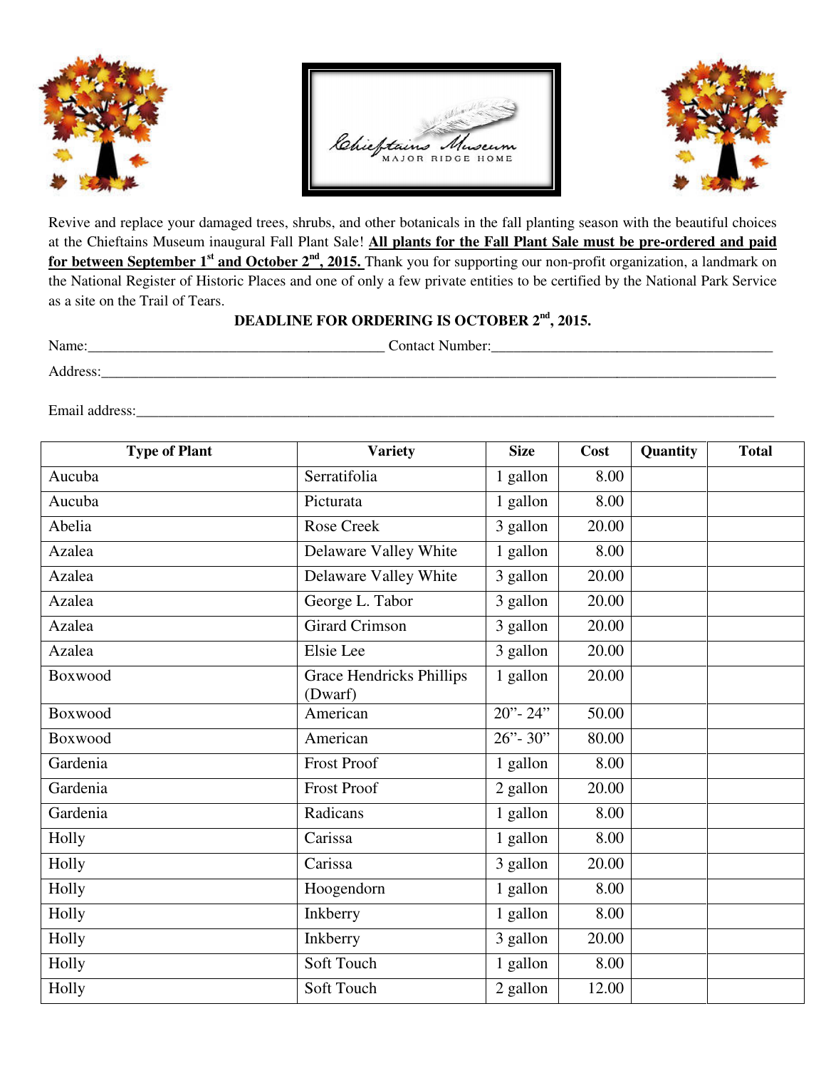Chieftains Museum
MAJOR RIDGE HOME

Revive and replace your damaged trees, shrubs, and other botanicals in the fall planting season with the beautiful choices at the Chieftains Museum inaugural Fall Plant Sale! **All plants for the Fall Plant Sale must be pre-ordered and paid for between September 1st and October 2nd, 2015.** Thank you for supporting our non-profit organization, a landmark on the National Register of Historic Places and one of only a few private entities to be certified by the National Park Service as a site on the Trail of Tears.

**DEADLINE FOR ORDERING IS OCTOBER 2nd, 2015.**

Name:________________________________________ Contact Number:________________________________________

Address:________________________________________________________________________________________

Email address:___________________________________________________________________________________

| Type of Plant | Variety | Size | Cost | Quantity | Total |
|---|---|---|---|---|---|
| Aucuba | Serratifolia | 1 gallon | 8.00 | | |
| Aucuba | Picturata | 1 gallon | 8.00 | | |
| Abelia | Rose Creek | 3 gallon | 20.00 | | |
| Azalea | Delaware Valley White | 1 gallon | 8.00 | | |
| Azalea | Delaware Valley White | 3 gallon | 20.00 | | |
| Azalea | George L. Tabor | 3 gallon | 20.00 | | |
| Azalea | Girard Crimson | 3 gallon | 20.00 | | |
| Azalea | Elsie Lee | 3 gallon | 20.00 | | |
| Boxwood | Grace Hendricks Phillips (Dwarf) | 1 gallon | 20.00 | | |
| Boxwood | American | 20"- 24" | 50.00 | | |
| Boxwood | American | 26"- 30" | 80.00 | | |
| Gardenia | Frost Proof | 1 gallon | 8.00 | | |
| Gardenia | Frost Proof | 2 gallon | 20.00 | | |
| Gardenia | Radicans | 1 gallon | 8.00 | | |
| Holly | Carissa | 1 gallon | 8.00 | | |
| Holly | Carissa | 3 gallon | 20.00 | | |
| Holly | Hoogendorn | 1 gallon | 8.00 | | |
| Holly | Inkberry | 1 gallon | 8.00 | | |
| Holly | Inkberry | 3 gallon | 20.00 | | |
| Holly | Soft Touch | 1 gallon | 8.00 | | |
| Holly | Soft Touch | 2 gallon | 12.00 | | |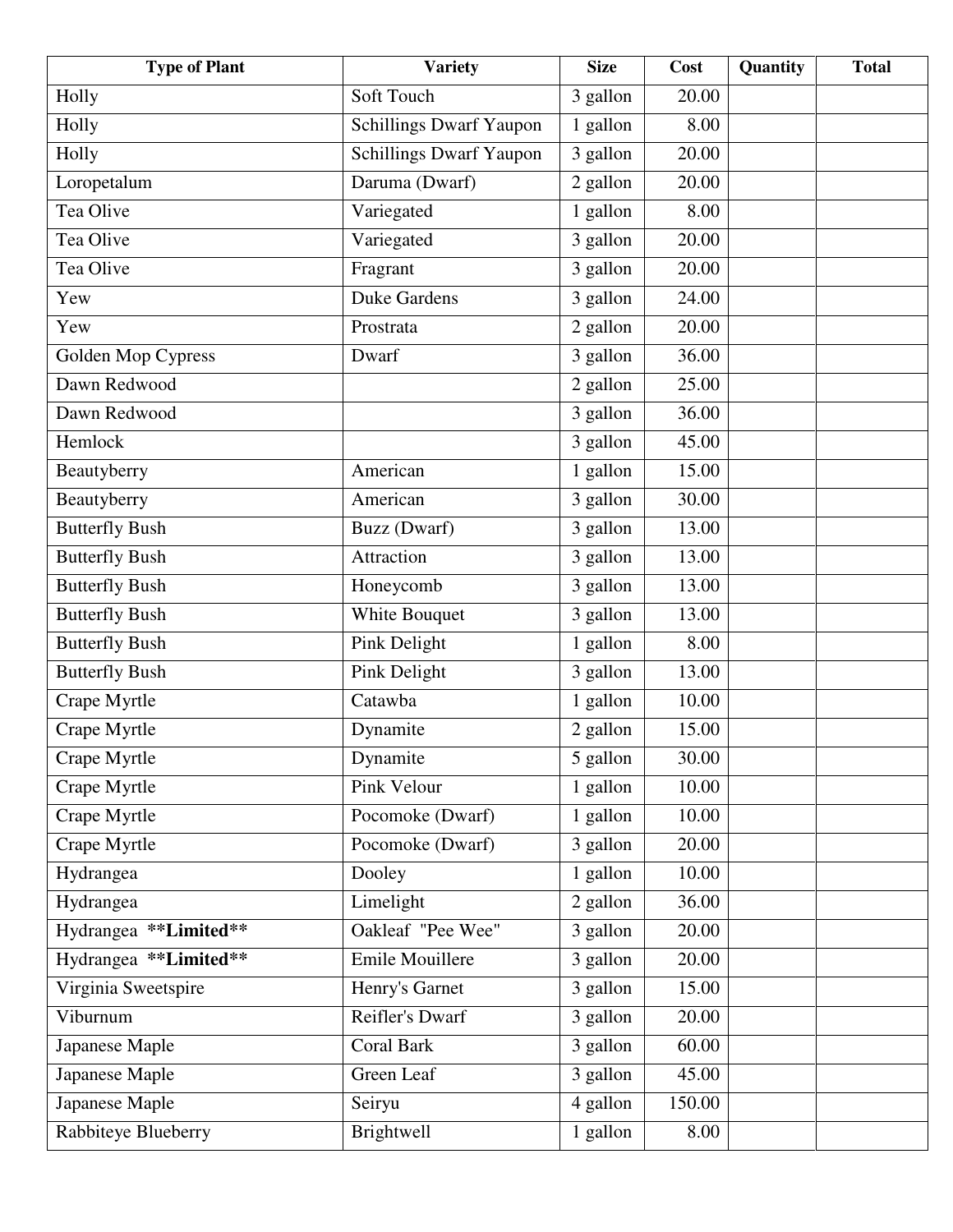| Type of Plant | Variety | Size | Cost | Quantity | Total |
|---|---|---|---|---|---|
| Holly | Soft Touch | 3 gallon | 20.00 | | |
| Holly | Schillings Dwarf Yaupon | 1 gallon | 8.00 | | |
| Holly | Schillings Dwarf Yaupon | 3 gallon | 20.00 | | |
| Loropetalum | Daruma (Dwarf) | 2 gallon | 20.00 | | |
| Tea Olive | Variegated | 1 gallon | 8.00 | | |
| Tea Olive | Variegated | 3 gallon | 20.00 | | |
| Tea Olive | Fragrant | 3 gallon | 20.00 | | |
| Yew | Duke Gardens | 3 gallon | 24.00 | | |
| Yew | Prostrata | 2 gallon | 20.00 | | |
| Golden Mop Cypress | Dwarf | 3 gallon | 36.00 | | |
| Dawn Redwood | | 2 gallon | 25.00 | | |
| Dawn Redwood | | 3 gallon | 36.00 | | |
| Hemlock | | 3 gallon | 45.00 | | |
| Beautyberry | American | 1 gallon | 15.00 | | |
| Beautyberry | American | 3 gallon | 30.00 | | |
| Butterfly Bush | Buzz (Dwarf) | 3 gallon | 13.00 | | |
| Butterfly Bush | Attraction | 3 gallon | 13.00 | | |
| Butterfly Bush | Honeycomb | 3 gallon | 13.00 | | |
| Butterfly Bush | White Bouquet | 3 gallon | 13.00 | | |
| Butterfly Bush | Pink Delight | 1 gallon | 8.00 | | |
| Butterfly Bush | Pink Delight | 3 gallon | 13.00 | | |
| Crape Myrtle | Catawba | 1 gallon | 10.00 | | |
| Crape Myrtle | Dynamite | 2 gallon | 15.00 | | |
| Crape Myrtle | Dynamite | 5 gallon | 30.00 | | |
| Crape Myrtle | Pink Velour | 1 gallon | 10.00 | | |
| Crape Myrtle | Pocomoke (Dwarf) | 1 gallon | 10.00 | | |
| Crape Myrtle | Pocomoke (Dwarf) | 3 gallon | 20.00 | | |
| Hydrangea | Dooley | 1 gallon | 10.00 | | |
| Hydrangea | Limelight | 2 gallon | 36.00 | | |
| Hydrangea **Limited** | Oakleaf "Pee Wee" | 3 gallon | 20.00 | | |
| Hydrangea **Limited** | Emile Mouillere | 3 gallon | 20.00 | | |
| Virginia Sweetspire | Henry's Garnet | 3 gallon | 15.00 | | |
| Viburnum | Reifler's Dwarf | 3 gallon | 20.00 | | |
| Japanese Maple | Coral Bark | 3 gallon | 60.00 | | |
| Japanese Maple | Green Leaf | 3 gallon | 45.00 | | |
| Japanese Maple | Seiryu | 4 gallon | 150.00 | | |
| Rabbiteye Blueberry | Brightwell | 1 gallon | 8.00 | | |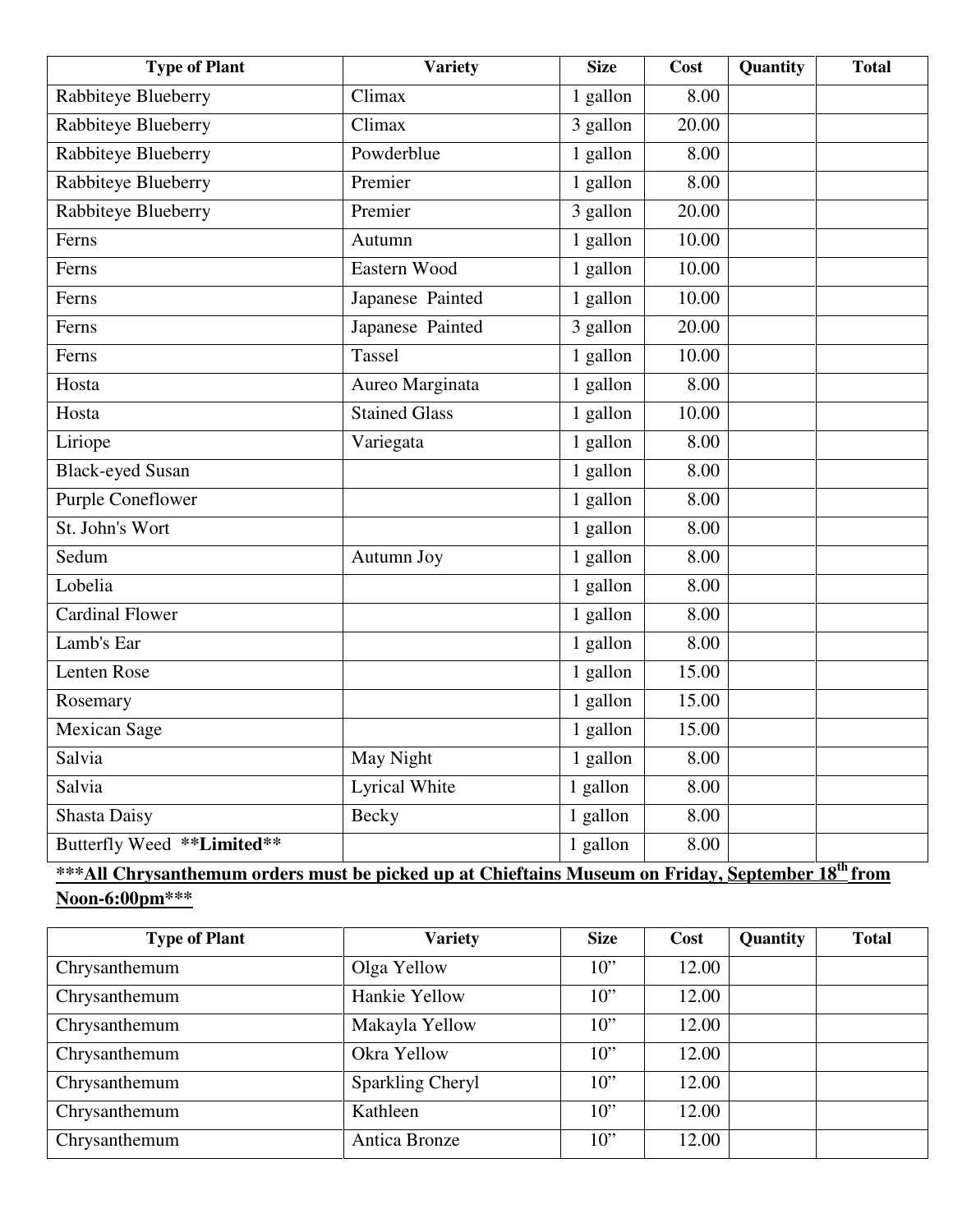| Type of Plant | Variety | Size | Cost | Quantity | Total |
|---|---|---|---|---|---|
| Rabbiteye Blueberry | Climax | 1 gallon | 8.00 | | |
| Rabbiteye Blueberry | Climax | 3 gallon | 20.00 | | |
| Rabbiteye Blueberry | Powderblue | 1 gallon | 8.00 | | |
| Rabbiteye Blueberry | Premier | 1 gallon | 8.00 | | |
| Rabbiteye Blueberry | Premier | 3 gallon | 20.00 | | |
| Ferns | Autumn | 1 gallon | 10.00 | | |
| Ferns | Eastern Wood | 1 gallon | 10.00 | | |
| Ferns | Japanese Painted | 1 gallon | 10.00 | | |
| Ferns | Japanese Painted | 3 gallon | 20.00 | | |
| Ferns | Tassel | 1 gallon | 10.00 | | |
| Hosta | Aureo Marginata | 1 gallon | 8.00 | | |
| Hosta | Stained Glass | 1 gallon | 10.00 | | |
| Liriope | Variegata | 1 gallon | 8.00 | | |
| Black-eyed Susan | | 1 gallon | 8.00 | | |
| Purple Coneflower | | 1 gallon | 8.00 | | |
| St. John's Wort | | 1 gallon | 8.00 | | |
| Sedum | Autumn Joy | 1 gallon | 8.00 | | |
| Lobelia | | 1 gallon | 8.00 | | |
| Cardinal Flower | | 1 gallon | 8.00 | | |
| Lamb's Ear | | 1 gallon | 8.00 | | |
| Lenten Rose | | 1 gallon | 15.00 | | |
| Rosemary | | 1 gallon | 15.00 | | |
| Mexican Sage | | 1 gallon | 15.00 | | |
| Salvia | May Night | 1 gallon | 8.00 | | |
| Salvia | Lyrical White | 1 gallon | 8.00 | | |
| Shasta Daisy | Becky | 1 gallon | 8.00 | | |
| Butterfly Weed **Limited** | | 1 gallon | 8.00 | | |

**\*\*\*All Chrysanthemum orders must be picked up at Chieftains Museum on Friday, September 18th from Noon-6:00pm\*\*\***

| Type of Plant | Variety | Size | Cost | Quantity | Total |
|---|---|---|---|---|---|
| Chrysanthemum | Olga Yellow | 10" | 12.00 | | |
| Chrysanthemum | Hankie Yellow | 10" | 12.00 | | |
| Chrysanthemum | Makayla Yellow | 10" | 12.00 | | |
| Chrysanthemum | Okra Yellow | 10" | 12.00 | | |
| Chrysanthemum | Sparkling Cheryl | 10" | 12.00 | | |
| Chrysanthemum | Kathleen | 10" | 12.00 | | |
| Chrysanthemum | Antica Bronze | 10" | 12.00 | | |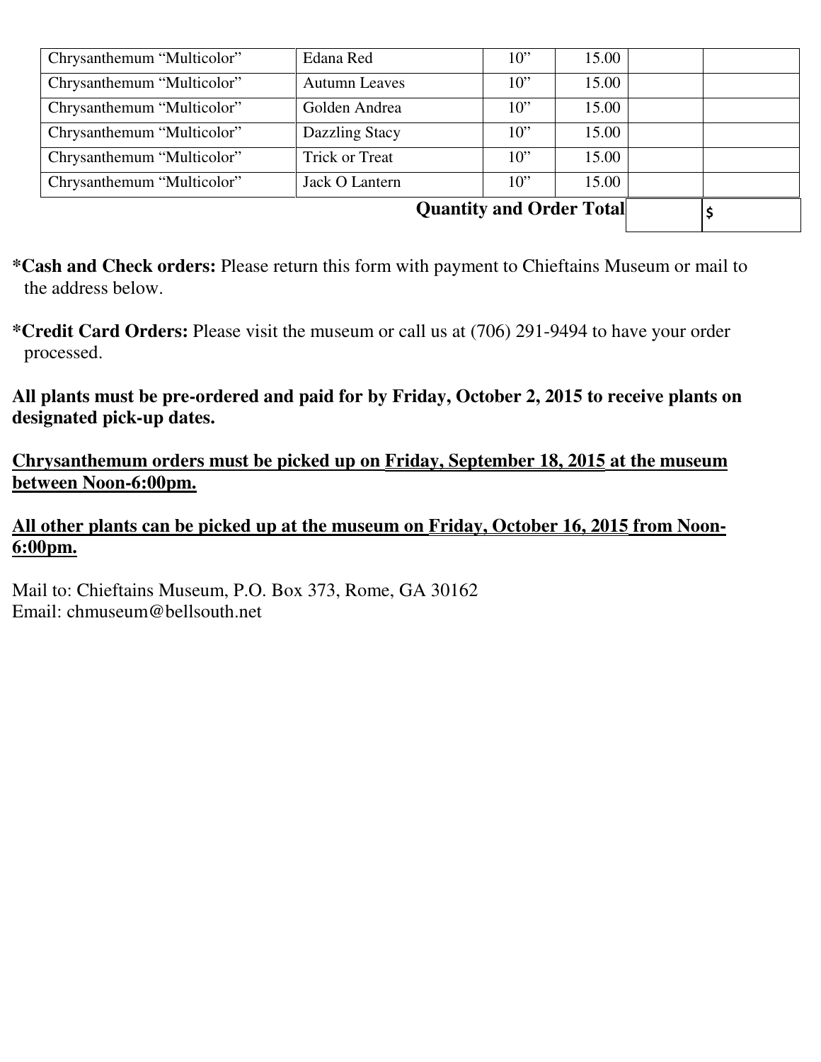| | | | | | |
|---|---|---|---|---|---|
| Chrysanthemum “Multicolor” | Edana Red | 10” | 15.00 | | |
| Chrysanthemum “Multicolor” | Autumn Leaves | 10” | 15.00 | | |
| Chrysanthemum “Multicolor” | Golden Andrea | 10” | 15.00 | | |
| Chrysanthemum “Multicolor” | Dazzling Stacy | 10” | 15.00 | | |
| Chrysanthemum “Multicolor” | Trick or Treat | 10” | 15.00 | | |
| Chrysanthemum “Multicolor” | Jack O Lantern | 10” | 15.00 | | |
| | | | **Quantity and Order Total** | | $ |

***Cash and Check orders:** Please return this form with payment to Chieftains Museum or mail to the address below.

***Credit Card Orders:** Please visit the museum or call us at (706) 291-9494 to have your order processed.

**All plants must be pre-ordered and paid for by Friday, October 2, 2015 to receive plants on designated pick-up dates.**

**Chrysanthemum orders must be picked up on Friday, September 18, 2015 at the museum between Noon-6:00pm.**

**All other plants can be picked up at the museum on Friday, October 16, 2015 from Noon-6:00pm.**

Mail to: Chieftains Museum, P.O. Box 373, Rome, GA 30162
Email: chmuseum@bellsouth.net